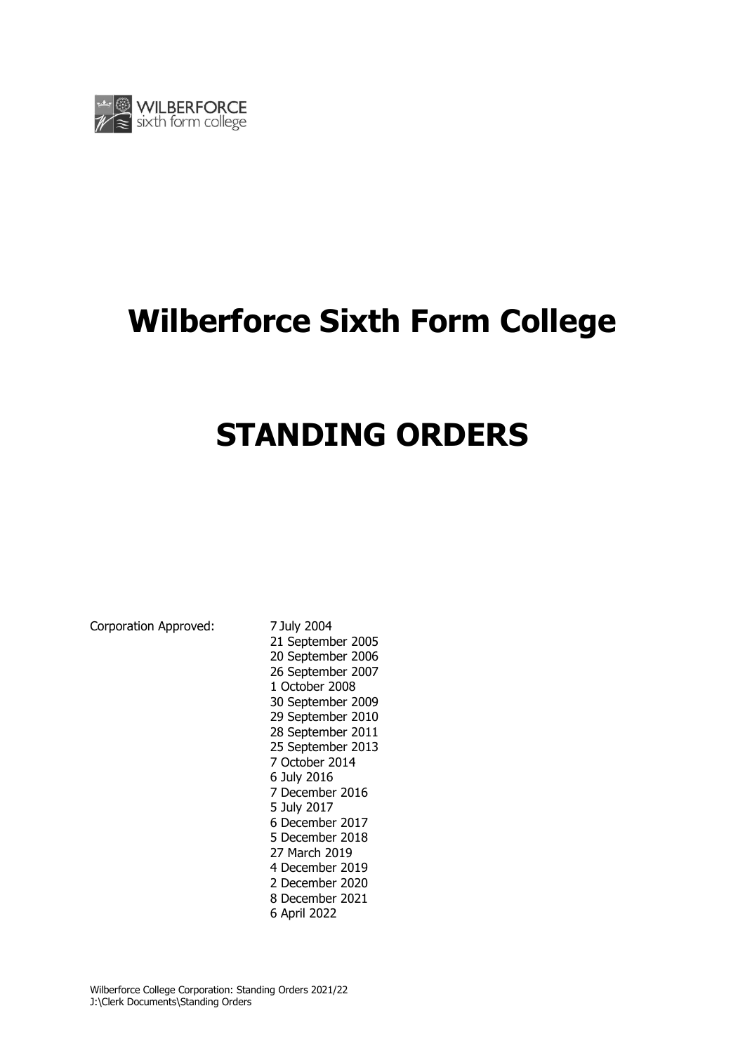# Wilberforce Sixth Form College

# STANDING ORDERS

Corporation Approved: 7 July 2004
21 September 2005
20 September 2006
26 September 2007
1 October 2008
30 September 2009
29 September 2010
28 September 2011
25 September 2013
7 October 2014
6 July 2016
7 December 2016
5 July 2017
6 December 2017
5 December 2018
27 March 2019
4 December 2019
2 December 2020
8 December 2021
6 April 2022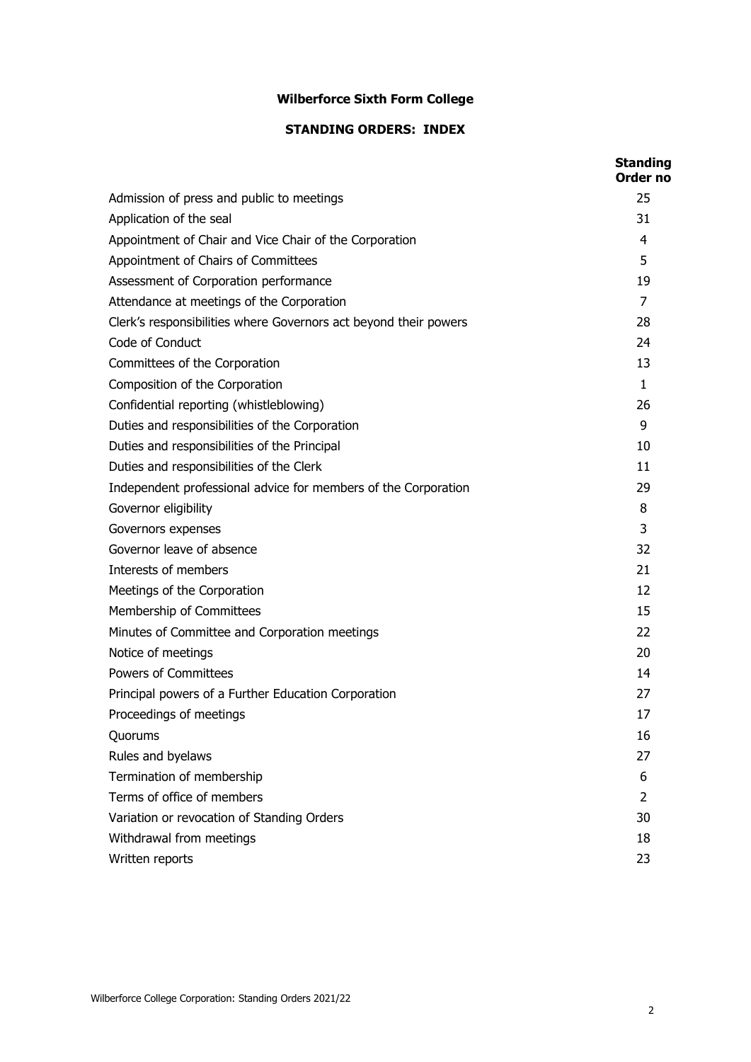# Wilberforce Sixth Form College

## STANDING ORDERS: INDEX

| | Standing Order no |
|---|---|
| Admission of press and public to meetings | 25 |
| Application of the seal | 31 |
| Appointment of Chair and Vice Chair of the Corporation | 4 |
| Appointment of Chairs of Committees | 5 |
| Assessment of Corporation performance | 19 |
| Attendance at meetings of the Corporation | 7 |
| Clerk's responsibilities where Governors act beyond their powers | 28 |
| Code of Conduct | 24 |
| Committees of the Corporation | 13 |
| Composition of the Corporation | 1 |
| Confidential reporting (whistleblowing) | 26 |
| Duties and responsibilities of the Corporation | 9 |
| Duties and responsibilities of the Principal | 10 |
| Duties and responsibilities of the Clerk | 11 |
| Independent professional advice for members of the Corporation | 29 |
| Governor eligibility | 8 |
| Governors expenses | 3 |
| Governor leave of absence | 32 |
| Interests of members | 21 |
| Meetings of the Corporation | 12 |
| Membership of Committees | 15 |
| Minutes of Committee and Corporation meetings | 22 |
| Notice of meetings | 20 |
| Powers of Committees | 14 |
| Principal powers of a Further Education Corporation | 27 |
| Proceedings of meetings | 17 |
| Quorums | 16 |
| Rules and byelaws | 27 |
| Termination of membership | 6 |
| Terms of office of members | 2 |
| Variation or revocation of Standing Orders | 30 |
| Withdrawal from meetings | 18 |
| Written reports | 23 |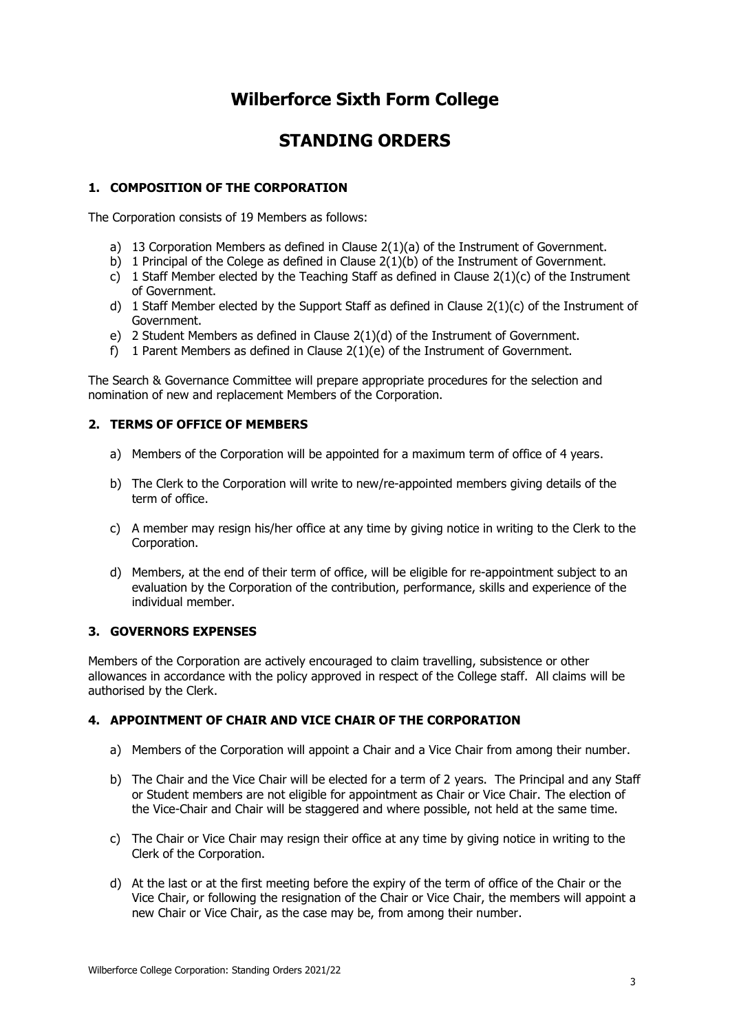# Wilberforce Sixth Form College

# STANDING ORDERS

### 1. COMPOSITION OF THE CORPORATION

The Corporation consists of 19 Members as follows:

a) 13 Corporation Members as defined in Clause 2(1)(a) of the Instrument of Government.
b) 1 Principal of the Colege as defined in Clause 2(1)(b) of the Instrument of Government.
c) 1 Staff Member elected by the Teaching Staff as defined in Clause 2(1)(c) of the Instrument of Government.
d) 1 Staff Member elected by the Support Staff as defined in Clause 2(1)(c) of the Instrument of Government.
e) 2 Student Members as defined in Clause 2(1)(d) of the Instrument of Government.
f) 1 Parent Members as defined in Clause 2(1)(e) of the Instrument of Government.

The Search & Governance Committee will prepare appropriate procedures for the selection and nomination of new and replacement Members of the Corporation.

### 2. TERMS OF OFFICE OF MEMBERS

a) Members of the Corporation will be appointed for a maximum term of office of 4 years.

b) The Clerk to the Corporation will write to new/re-appointed members giving details of the term of office.

c) A member may resign his/her office at any time by giving notice in writing to the Clerk to the Corporation.

d) Members, at the end of their term of office, will be eligible for re-appointment subject to an evaluation by the Corporation of the contribution, performance, skills and experience of the individual member.

### 3. GOVERNORS EXPENSES

Members of the Corporation are actively encouraged to claim travelling, subsistence or other allowances in accordance with the policy approved in respect of the College staff. All claims will be authorised by the Clerk.

### 4. APPOINTMENT OF CHAIR AND VICE CHAIR OF THE CORPORATION

a) Members of the Corporation will appoint a Chair and a Vice Chair from among their number.

b) The Chair and the Vice Chair will be elected for a term of 2 years. The Principal and any Staff or Student members are not eligible for appointment as Chair or Vice Chair. The election of the Vice-Chair and Chair will be staggered and where possible, not held at the same time.

c) The Chair or Vice Chair may resign their office at any time by giving notice in writing to the Clerk of the Corporation.

d) At the last or at the first meeting before the expiry of the term of office of the Chair or the Vice Chair, or following the resignation of the Chair or Vice Chair, the members will appoint a new Chair or Vice Chair, as the case may be, from among their number.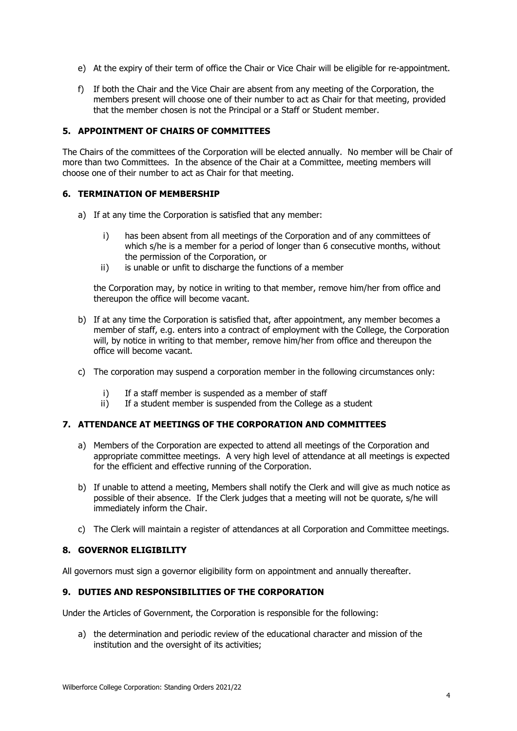e) At the expiry of their term of office the Chair or Vice Chair will be eligible for re-appointment.

f) If both the Chair and the Vice Chair are absent from any meeting of the Corporation, the members present will choose one of their number to act as Chair for that meeting, provided that the member chosen is not the Principal or a Staff or Student member.

## 5. APPOINTMENT OF CHAIRS OF COMMITTEES

The Chairs of the committees of the Corporation will be elected annually. No member will be Chair of more than two Committees. In the absence of the Chair at a Committee, meeting members will choose one of their number to act as Chair for that meeting.

## 6. TERMINATION OF MEMBERSHIP

a) If at any time the Corporation is satisfied that any member:

    i) has been absent from all meetings of the Corporation and of any committees of which s/he is a member for a period of longer than 6 consecutive months, without the permission of the Corporation, or
    ii) is unable or unfit to discharge the functions of a member

    the Corporation may, by notice in writing to that member, remove him/her from office and thereupon the office will become vacant.

b) If at any time the Corporation is satisfied that, after appointment, any member becomes a member of staff, e.g. enters into a contract of employment with the College, the Corporation will, by notice in writing to that member, remove him/her from office and thereupon the office will become vacant.

c) The corporation may suspend a corporation member in the following circumstances only:

    i) If a staff member is suspended as a member of staff
    ii) If a student member is suspended from the College as a student

## 7. ATTENDANCE AT MEETINGS OF THE CORPORATION AND COMMITTEES

a) Members of the Corporation are expected to attend all meetings of the Corporation and appropriate committee meetings. A very high level of attendance at all meetings is expected for the efficient and effective running of the Corporation.

b) If unable to attend a meeting, Members shall notify the Clerk and will give as much notice as possible of their absence. If the Clerk judges that a meeting will not be quorate, s/he will immediately inform the Chair.

c) The Clerk will maintain a register of attendances at all Corporation and Committee meetings.

## 8. GOVERNOR ELIGIBILITY

All governors must sign a governor eligibility form on appointment and annually thereafter.

## 9. DUTIES AND RESPONSIBILITIES OF THE CORPORATION

Under the Articles of Government, the Corporation is responsible for the following:

a) the determination and periodic review of the educational character and mission of the institution and the oversight of its activities;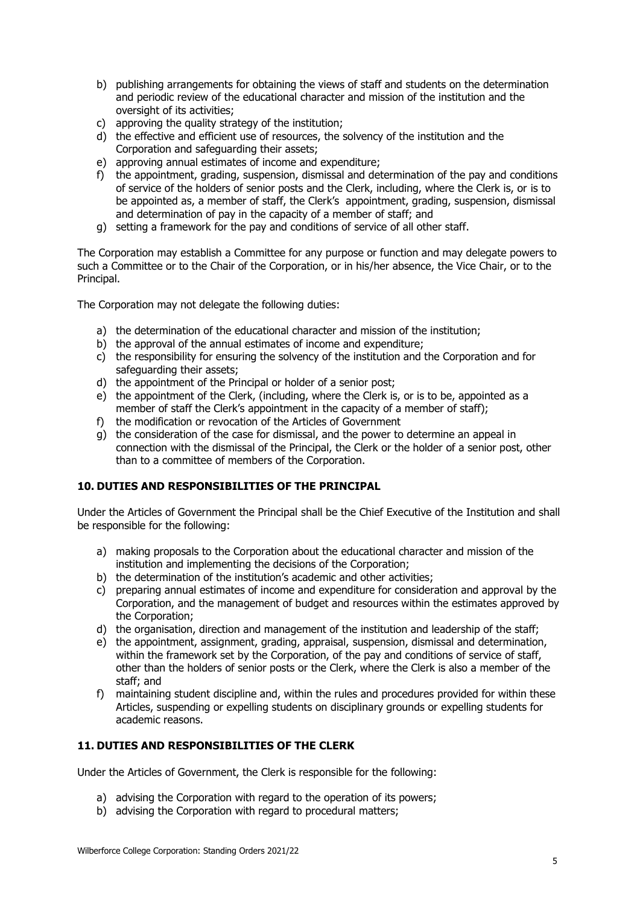b) publishing arrangements for obtaining the views of staff and students on the determination and periodic review of the educational character and mission of the institution and the oversight of its activities;
c) approving the quality strategy of the institution;
d) the effective and efficient use of resources, the solvency of the institution and the Corporation and safeguarding their assets;
e) approving annual estimates of income and expenditure;
f) the appointment, grading, suspension, dismissal and determination of the pay and conditions of service of the holders of senior posts and the Clerk, including, where the Clerk is, or is to be appointed as, a member of staff, the Clerk's appointment, grading, suspension, dismissal and determination of pay in the capacity of a member of staff; and
g) setting a framework for the pay and conditions of service of all other staff.

The Corporation may establish a Committee for any purpose or function and may delegate powers to such a Committee or to the Chair of the Corporation, or in his/her absence, the Vice Chair, or to the Principal.

The Corporation may not delegate the following duties:

a) the determination of the educational character and mission of the institution;
b) the approval of the annual estimates of income and expenditure;
c) the responsibility for ensuring the solvency of the institution and the Corporation and for safeguarding their assets;
d) the appointment of the Principal or holder of a senior post;
e) the appointment of the Clerk, (including, where the Clerk is, or is to be, appointed as a member of staff the Clerk's appointment in the capacity of a member of staff);
f) the modification or revocation of the Articles of Government
g) the consideration of the case for dismissal, and the power to determine an appeal in connection with the dismissal of the Principal, the Clerk or the holder of a senior post, other than to a committee of members of the Corporation.

## 10. DUTIES AND RESPONSIBILITIES OF THE PRINCIPAL

Under the Articles of Government the Principal shall be the Chief Executive of the Institution and shall be responsible for the following:

a) making proposals to the Corporation about the educational character and mission of the institution and implementing the decisions of the Corporation;
b) the determination of the institution's academic and other activities;
c) preparing annual estimates of income and expenditure for consideration and approval by the Corporation, and the management of budget and resources within the estimates approved by the Corporation;
d) the organisation, direction and management of the institution and leadership of the staff;
e) the appointment, assignment, grading, appraisal, suspension, dismissal and determination, within the framework set by the Corporation, of the pay and conditions of service of staff, other than the holders of senior posts or the Clerk, where the Clerk is also a member of the staff; and
f) maintaining student discipline and, within the rules and procedures provided for within these Articles, suspending or expelling students on disciplinary grounds or expelling students for academic reasons.

## 11. DUTIES AND RESPONSIBILITIES OF THE CLERK

Under the Articles of Government, the Clerk is responsible for the following:

a) advising the Corporation with regard to the operation of its powers;
b) advising the Corporation with regard to procedural matters;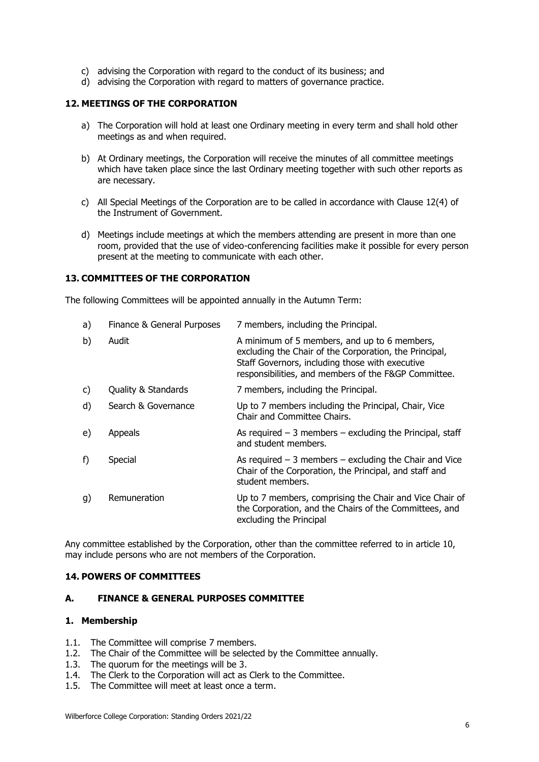c) advising the Corporation with regard to the conduct of its business; and
d) advising the Corporation with regard to matters of governance practice.

## 12. MEETINGS OF THE CORPORATION

a) The Corporation will hold at least one Ordinary meeting in every term and shall hold other meetings as and when required.

b) At Ordinary meetings, the Corporation will receive the minutes of all committee meetings which have taken place since the last Ordinary meeting together with such other reports as are necessary.

c) All Special Meetings of the Corporation are to be called in accordance with Clause 12(4) of the Instrument of Government.

d) Meetings include meetings at which the members attending are present in more than one room, provided that the use of video-conferencing facilities make it possible for every person present at the meeting to communicate with each other.

## 13. COMMITTEES OF THE CORPORATION

The following Committees will be appointed annually in the Autumn Term:

| | | |
|---|---|---|
| a) | Finance & General Purposes | 7 members, including the Principal. |
| b) | Audit | A minimum of 5 members, and up to 6 members, excluding the Chair of the Corporation, the Principal, Staff Governors, including those with executive responsibilities, and members of the F&GP Committee. |
| c) | Quality & Standards | 7 members, including the Principal. |
| d) | Search & Governance | Up to 7 members including the Principal, Chair, Vice Chair and Committee Chairs. |
| e) | Appeals | As required – 3 members – excluding the Principal, staff and student members. |
| f) | Special | As required – 3 members – excluding the Chair and Vice Chair of the Corporation, the Principal, and staff and student members. |
| g) | Remuneration | Up to 7 members, comprising the Chair and Vice Chair of the Corporation, and the Chairs of the Committees, and excluding the Principal |

Any committee established by the Corporation, other than the committee referred to in article 10, may include persons who are not members of the Corporation.

## 14. POWERS OF COMMITTEES

### A. FINANCE & GENERAL PURPOSES COMMITTEE

#### 1. Membership

1.1. The Committee will comprise 7 members.
1.2. The Chair of the Committee will be selected by the Committee annually.
1.3. The quorum for the meetings will be 3.
1.4. The Clerk to the Corporation will act as Clerk to the Committee.
1.5. The Committee will meet at least once a term.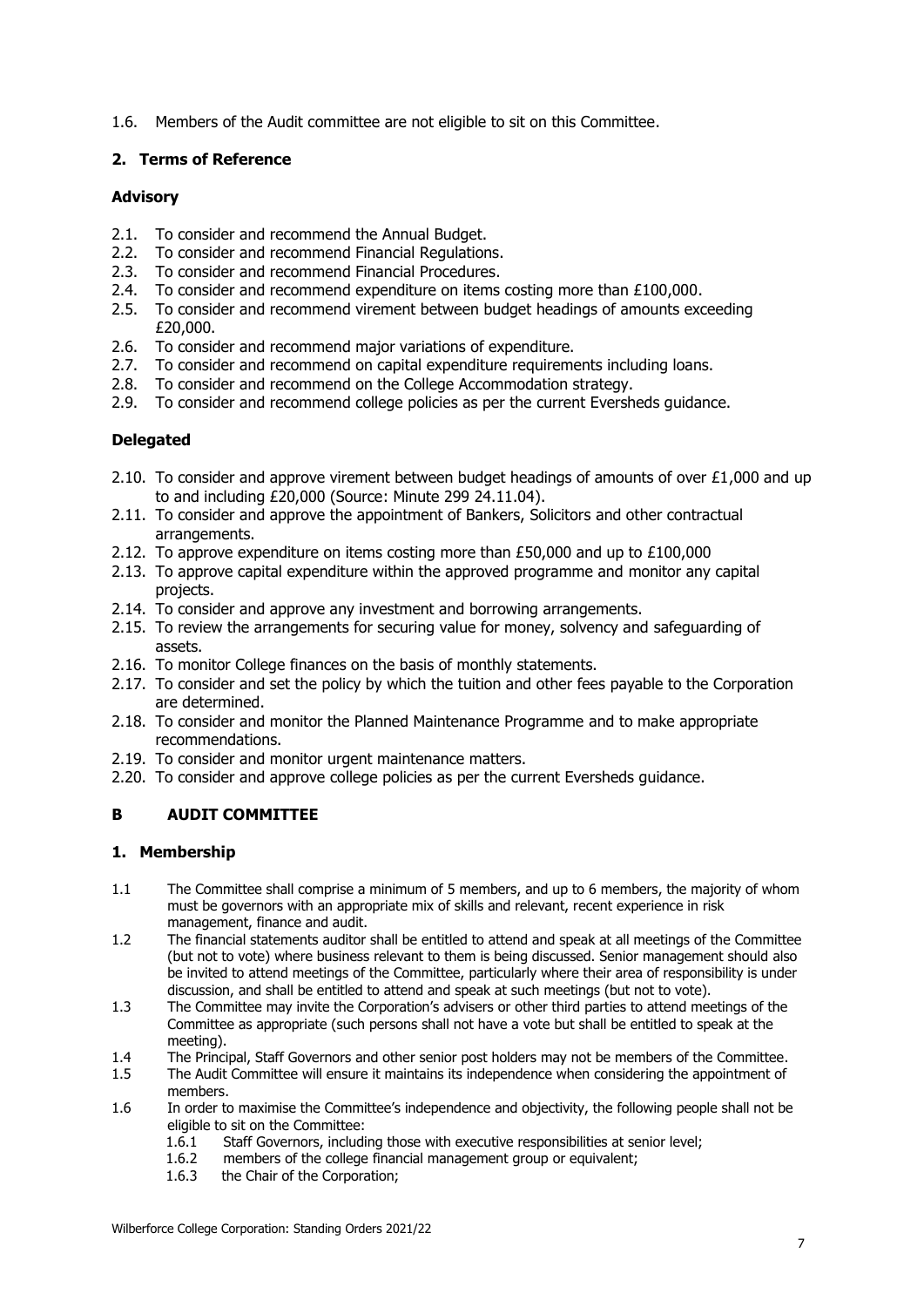1.6. Members of the Audit committee are not eligible to sit on this Committee.

## 2. Terms of Reference

### Advisory

2.1. To consider and recommend the Annual Budget.
2.2. To consider and recommend Financial Regulations.
2.3. To consider and recommend Financial Procedures.
2.4. To consider and recommend expenditure on items costing more than £100,000.
2.5. To consider and recommend virement between budget headings of amounts exceeding £20,000.
2.6. To consider and recommend major variations of expenditure.
2.7. To consider and recommend on capital expenditure requirements including loans.
2.8. To consider and recommend on the College Accommodation strategy.
2.9. To consider and recommend college policies as per the current Eversheds guidance.

### Delegated

2.10. To consider and approve virement between budget headings of amounts of over £1,000 and up to and including £20,000 (Source: Minute 299 24.11.04).
2.11. To consider and approve the appointment of Bankers, Solicitors and other contractual arrangements.
2.12. To approve expenditure on items costing more than £50,000 and up to £100,000
2.13. To approve capital expenditure within the approved programme and monitor any capital projects.
2.14. To consider and approve any investment and borrowing arrangements.
2.15. To review the arrangements for securing value for money, solvency and safeguarding of assets.
2.16. To monitor College finances on the basis of monthly statements.
2.17. To consider and set the policy by which the tuition and other fees payable to the Corporation are determined.
2.18. To consider and monitor the Planned Maintenance Programme and to make appropriate recommendations.
2.19. To consider and monitor urgent maintenance matters.
2.20. To consider and approve college policies as per the current Eversheds guidance.

# B AUDIT COMMITTEE

## 1. Membership

1.1 The Committee shall comprise a minimum of 5 members, and up to 6 members, the majority of whom must be governors with an appropriate mix of skills and relevant, recent experience in risk management, finance and audit.

1.2 The financial statements auditor shall be entitled to attend and speak at all meetings of the Committee (but not to vote) where business relevant to them is being discussed. Senior management should also be invited to attend meetings of the Committee, particularly where their area of responsibility is under discussion, and shall be entitled to attend and speak at such meetings (but not to vote).

1.3 The Committee may invite the Corporation's advisers or other third parties to attend meetings of the Committee as appropriate (such persons shall not have a vote but shall be entitled to speak at the meeting).

1.4 The Principal, Staff Governors and other senior post holders may not be members of the Committee.

1.5 The Audit Committee will ensure it maintains its independence when considering the appointment of members.

1.6 In order to maximise the Committee's independence and objectivity, the following people shall not be eligible to sit on the Committee:

1.6.1 Staff Governors, including those with executive responsibilities at senior level;
1.6.2 members of the college financial management group or equivalent;
1.6.3 the Chair of the Corporation;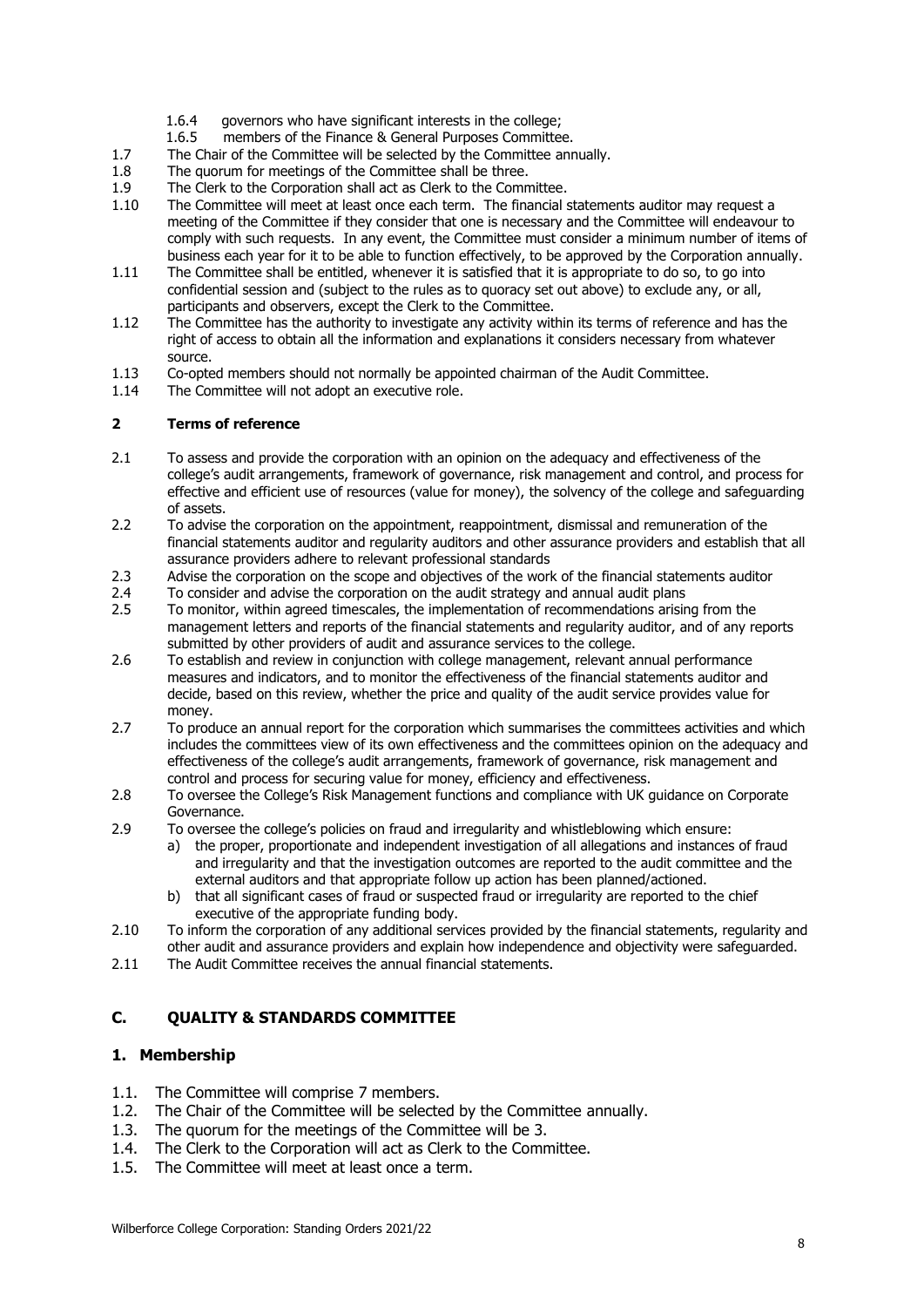1.6.4 governors who have significant interests in the college;

1.6.5 members of the Finance & General Purposes Committee.

1.7 The Chair of the Committee will be selected by the Committee annually.

1.8 The quorum for meetings of the Committee shall be three.

1.9 The Clerk to the Corporation shall act as Clerk to the Committee.

1.10 The Committee will meet at least once each term. The financial statements auditor may request a meeting of the Committee if they consider that one is necessary and the Committee will endeavour to comply with such requests. In any event, the Committee must consider a minimum number of items of business each year for it to be able to function effectively, to be approved by the Corporation annually.

1.11 The Committee shall be entitled, whenever it is satisfied that it is appropriate to do so, to go into confidential session and (subject to the rules as to quoracy set out above) to exclude any, or all, participants and observers, except the Clerk to the Committee.

1.12 The Committee has the authority to investigate any activity within its terms of reference and has the right of access to obtain all the information and explanations it considers necessary from whatever source.

1.13 Co-opted members should not normally be appointed chairman of the Audit Committee.

1.14 The Committee will not adopt an executive role.

### 2 Terms of reference

2.1 To assess and provide the corporation with an opinion on the adequacy and effectiveness of the college's audit arrangements, framework of governance, risk management and control, and process for effective and efficient use of resources (value for money), the solvency of the college and safeguarding of assets.

2.2 To advise the corporation on the appointment, reappointment, dismissal and remuneration of the financial statements auditor and regularity auditors and other assurance providers and establish that all assurance providers adhere to relevant professional standards

2.3 Advise the corporation on the scope and objectives of the work of the financial statements auditor

2.4 To consider and advise the corporation on the audit strategy and annual audit plans

2.5 To monitor, within agreed timescales, the implementation of recommendations arising from the management letters and reports of the financial statements and regularity auditor, and of any reports submitted by other providers of audit and assurance services to the college.

2.6 To establish and review in conjunction with college management, relevant annual performance measures and indicators, and to monitor the effectiveness of the financial statements auditor and decide, based on this review, whether the price and quality of the audit service provides value for money.

2.7 To produce an annual report for the corporation which summarises the committees activities and which includes the committees view of its own effectiveness and the committees opinion on the adequacy and effectiveness of the college's audit arrangements, framework of governance, risk management and control and process for securing value for money, efficiency and effectiveness.

2.8 To oversee the College's Risk Management functions and compliance with UK guidance on Corporate Governance.

2.9 To oversee the college's policies on fraud and irregularity and whistleblowing which ensure:

a) the proper, proportionate and independent investigation of all allegations and instances of fraud and irregularity and that the investigation outcomes are reported to the audit committee and the external auditors and that appropriate follow up action has been planned/actioned.

b) that all significant cases of fraud or suspected fraud or irregularity are reported to the chief executive of the appropriate funding body.

2.10 To inform the corporation of any additional services provided by the financial statements, regularity and other audit and assurance providers and explain how independence and objectivity were safeguarded.

2.11 The Audit Committee receives the annual financial statements.

## C. QUALITY & STANDARDS COMMITTEE

### 1. Membership

1.1. The Committee will comprise 7 members.

1.2. The Chair of the Committee will be selected by the Committee annually.

1.3. The quorum for the meetings of the Committee will be 3.

1.4. The Clerk to the Corporation will act as Clerk to the Committee.

1.5. The Committee will meet at least once a term.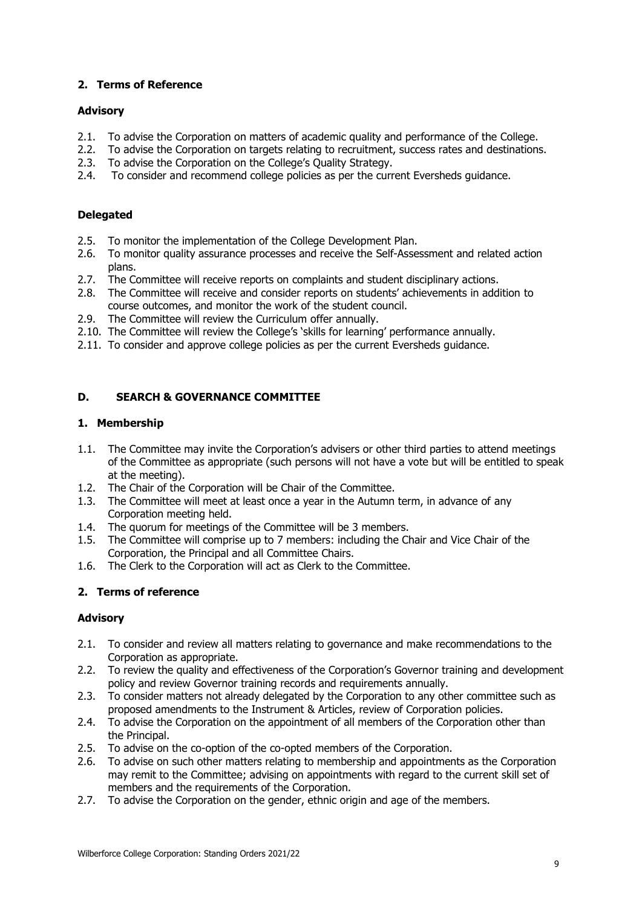## 2. Terms of Reference

### Advisory

2.1. To advise the Corporation on matters of academic quality and performance of the College.
2.2. To advise the Corporation on targets relating to recruitment, success rates and destinations.
2.3. To advise the Corporation on the College's Quality Strategy.
2.4. To consider and recommend college policies as per the current Eversheds guidance.

### Delegated

2.5. To monitor the implementation of the College Development Plan.
2.6. To monitor quality assurance processes and receive the Self-Assessment and related action plans.
2.7. The Committee will receive reports on complaints and student disciplinary actions.
2.8. The Committee will receive and consider reports on students' achievements in addition to course outcomes, and monitor the work of the student council.
2.9. The Committee will review the Curriculum offer annually.
2.10. The Committee will review the College's 'skills for learning' performance annually.
2.11. To consider and approve college policies as per the current Eversheds guidance.

# D. SEARCH & GOVERNANCE COMMITTEE

## 1. Membership

1.1. The Committee may invite the Corporation's advisers or other third parties to attend meetings of the Committee as appropriate (such persons will not have a vote but will be entitled to speak at the meeting).
1.2. The Chair of the Corporation will be Chair of the Committee.
1.3. The Committee will meet at least once a year in the Autumn term, in advance of any Corporation meeting held.
1.4. The quorum for meetings of the Committee will be 3 members.
1.5. The Committee will comprise up to 7 members: including the Chair and Vice Chair of the Corporation, the Principal and all Committee Chairs.
1.6. The Clerk to the Corporation will act as Clerk to the Committee.

## 2. Terms of reference

### Advisory

2.1. To consider and review all matters relating to governance and make recommendations to the Corporation as appropriate.
2.2. To review the quality and effectiveness of the Corporation's Governor training and development policy and review Governor training records and requirements annually.
2.3. To consider matters not already delegated by the Corporation to any other committee such as proposed amendments to the Instrument & Articles, review of Corporation policies.
2.4. To advise the Corporation on the appointment of all members of the Corporation other than the Principal.
2.5. To advise on the co-option of the co-opted members of the Corporation.
2.6. To advise on such other matters relating to membership and appointments as the Corporation may remit to the Committee; advising on appointments with regard to the current skill set of members and the requirements of the Corporation.
2.7. To advise the Corporation on the gender, ethnic origin and age of the members.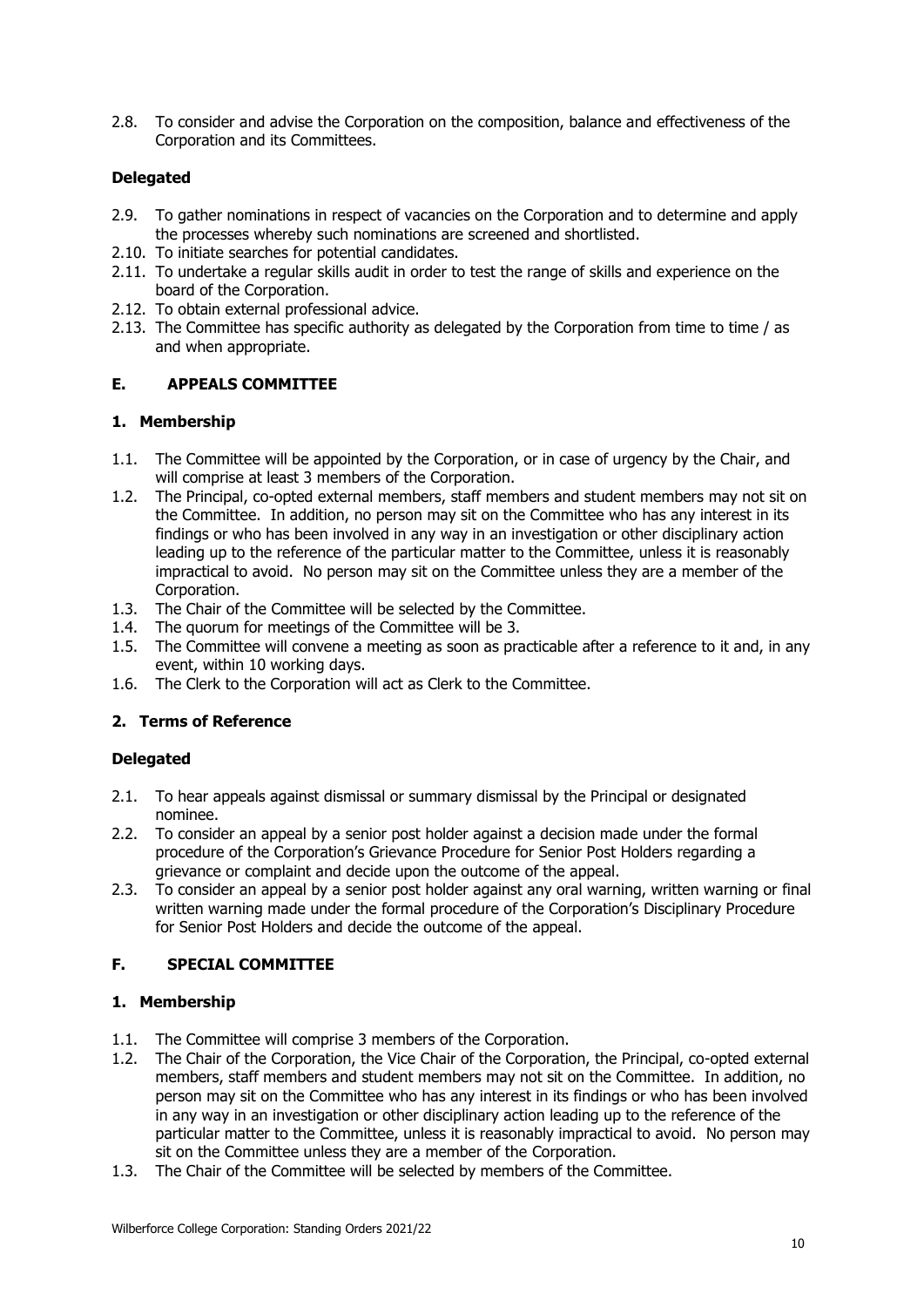2.8. To consider and advise the Corporation on the composition, balance and effectiveness of the Corporation and its Committees.

**Delegated**

2.9. To gather nominations in respect of vacancies on the Corporation and to determine and apply the processes whereby such nominations are screened and shortlisted.
2.10. To initiate searches for potential candidates.
2.11. To undertake a regular skills audit in order to test the range of skills and experience on the board of the Corporation.
2.12. To obtain external professional advice.
2.13. The Committee has specific authority as delegated by the Corporation from time to time / as and when appropriate.

## E. APPEALS COMMITTEE

### 1. Membership

1.1. The Committee will be appointed by the Corporation, or in case of urgency by the Chair, and will comprise at least 3 members of the Corporation.
1.2. The Principal, co-opted external members, staff members and student members may not sit on the Committee. In addition, no person may sit on the Committee who has any interest in its findings or who has been involved in any way in an investigation or other disciplinary action leading up to the reference of the particular matter to the Committee, unless it is reasonably impractical to avoid. No person may sit on the Committee unless they are a member of the Corporation.
1.3. The Chair of the Committee will be selected by the Committee.
1.4. The quorum for meetings of the Committee will be 3.
1.5. The Committee will convene a meeting as soon as practicable after a reference to it and, in any event, within 10 working days.
1.6. The Clerk to the Corporation will act as Clerk to the Committee.

### 2. Terms of Reference

**Delegated**

2.1. To hear appeals against dismissal or summary dismissal by the Principal or designated nominee.
2.2. To consider an appeal by a senior post holder against a decision made under the formal procedure of the Corporation's Grievance Procedure for Senior Post Holders regarding a grievance or complaint and decide upon the outcome of the appeal.
2.3. To consider an appeal by a senior post holder against any oral warning, written warning or final written warning made under the formal procedure of the Corporation's Disciplinary Procedure for Senior Post Holders and decide the outcome of the appeal.

## F. SPECIAL COMMITTEE

### 1. Membership

1.1. The Committee will comprise 3 members of the Corporation.
1.2. The Chair of the Corporation, the Vice Chair of the Corporation, the Principal, co-opted external members, staff members and student members may not sit on the Committee. In addition, no person may sit on the Committee who has any interest in its findings or who has been involved in any way in an investigation or other disciplinary action leading up to the reference of the particular matter to the Committee, unless it is reasonably impractical to avoid. No person may sit on the Committee unless they are a member of the Corporation.
1.3. The Chair of the Committee will be selected by members of the Committee.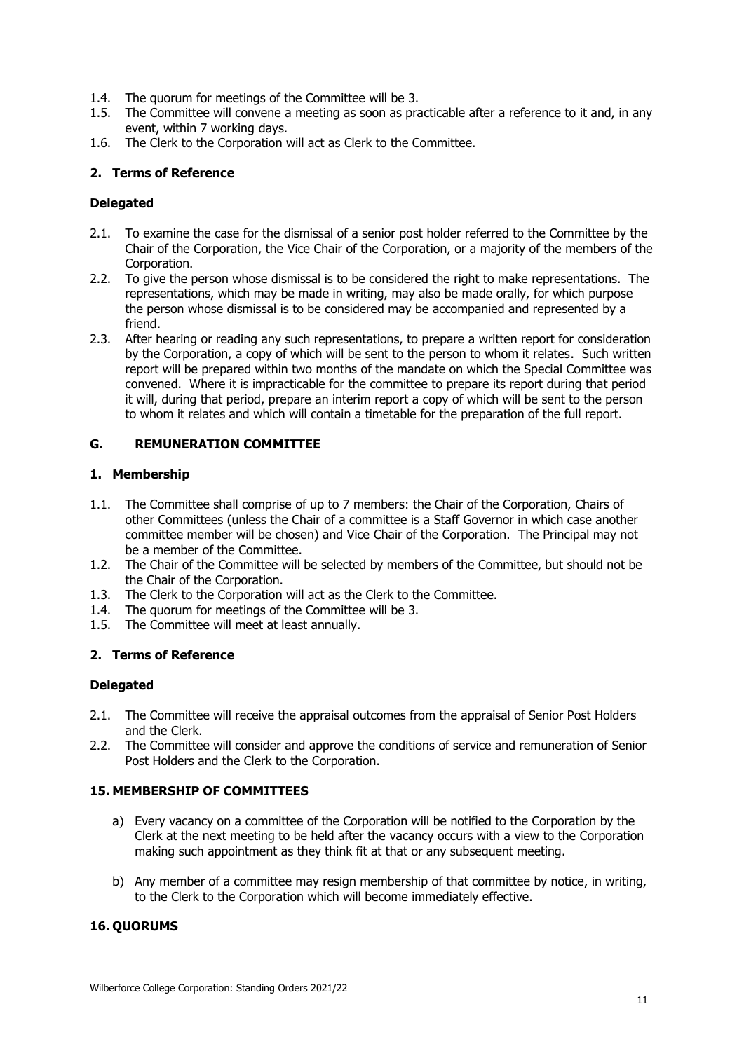1.4. The quorum for meetings of the Committee will be 3.
1.5. The Committee will convene a meeting as soon as practicable after a reference to it and, in any event, within 7 working days.
1.6. The Clerk to the Corporation will act as Clerk to the Committee.

### 2. Terms of Reference

**Delegated**

2.1. To examine the case for the dismissal of a senior post holder referred to the Committee by the Chair of the Corporation, the Vice Chair of the Corporation, or a majority of the members of the Corporation.
2.2. To give the person whose dismissal is to be considered the right to make representations. The representations, which may be made in writing, may also be made orally, for which purpose the person whose dismissal is to be considered may be accompanied and represented by a friend.
2.3. After hearing or reading any such representations, to prepare a written report for consideration by the Corporation, a copy of which will be sent to the person to whom it relates. Such written report will be prepared within two months of the mandate on which the Special Committee was convened. Where it is impracticable for the committee to prepare its report during that period it will, during that period, prepare an interim report a copy of which will be sent to the person to whom it relates and which will contain a timetable for the preparation of the full report.

## G. REMUNERATION COMMITTEE

### 1. Membership

1.1. The Committee shall comprise of up to 7 members: the Chair of the Corporation, Chairs of other Committees (unless the Chair of a committee is a Staff Governor in which case another committee member will be chosen) and Vice Chair of the Corporation. The Principal may not be a member of the Committee.
1.2. The Chair of the Committee will be selected by members of the Committee, but should not be the Chair of the Corporation.
1.3. The Clerk to the Corporation will act as the Clerk to the Committee.
1.4. The quorum for meetings of the Committee will be 3.
1.5. The Committee will meet at least annually.

### 2. Terms of Reference

**Delegated**

2.1. The Committee will receive the appraisal outcomes from the appraisal of Senior Post Holders and the Clerk.
2.2. The Committee will consider and approve the conditions of service and remuneration of Senior Post Holders and the Clerk to the Corporation.

## 15. MEMBERSHIP OF COMMITTEES

a) Every vacancy on a committee of the Corporation will be notified to the Corporation by the Clerk at the next meeting to be held after the vacancy occurs with a view to the Corporation making such appointment as they think fit at that or any subsequent meeting.

b) Any member of a committee may resign membership of that committee by notice, in writing, to the Clerk to the Corporation which will become immediately effective.

## 16. QUORUMS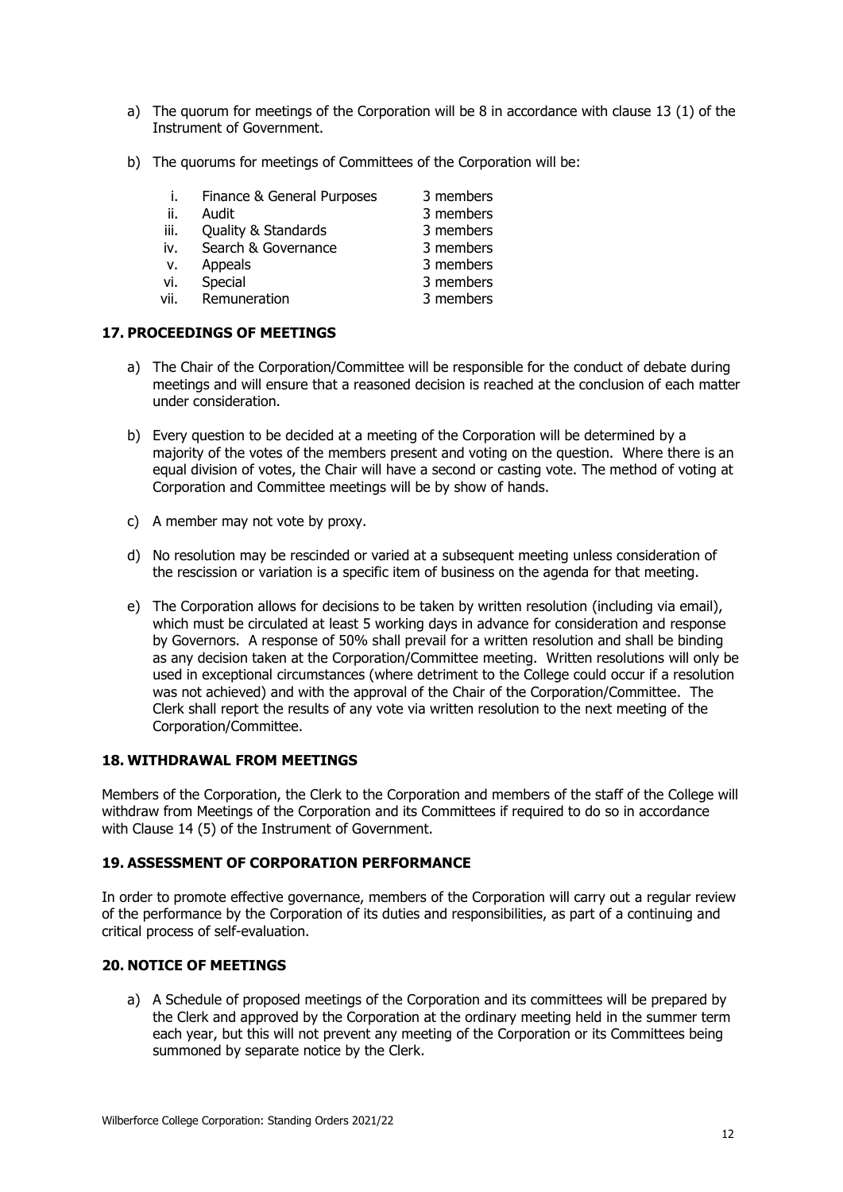a) The quorum for meetings of the Corporation will be 8 in accordance with clause 13 (1) of the Instrument of Government.

b) The quorums for meetings of Committees of the Corporation will be:

| | | |
|---|---|---|
| i. | Finance & General Purposes | 3 members |
| ii. | Audit | 3 members |
| iii. | Quality & Standards | 3 members |
| iv. | Search & Governance | 3 members |
| v. | Appeals | 3 members |
| vi. | Special | 3 members |
| vii. | Remuneration | 3 members |

## 17. PROCEEDINGS OF MEETINGS

a) The Chair of the Corporation/Committee will be responsible for the conduct of debate during meetings and will ensure that a reasoned decision is reached at the conclusion of each matter under consideration.

b) Every question to be decided at a meeting of the Corporation will be determined by a majority of the votes of the members present and voting on the question. Where there is an equal division of votes, the Chair will have a second or casting vote. The method of voting at Corporation and Committee meetings will be by show of hands.

c) A member may not vote by proxy.

d) No resolution may be rescinded or varied at a subsequent meeting unless consideration of the rescission or variation is a specific item of business on the agenda for that meeting.

e) The Corporation allows for decisions to be taken by written resolution (including via email), which must be circulated at least 5 working days in advance for consideration and response by Governors. A response of 50% shall prevail for a written resolution and shall be binding as any decision taken at the Corporation/Committee meeting. Written resolutions will only be used in exceptional circumstances (where detriment to the College could occur if a resolution was not achieved) and with the approval of the Chair of the Corporation/Committee. The Clerk shall report the results of any vote via written resolution to the next meeting of the Corporation/Committee.

## 18. WITHDRAWAL FROM MEETINGS

Members of the Corporation, the Clerk to the Corporation and members of the staff of the College will withdraw from Meetings of the Corporation and its Committees if required to do so in accordance with Clause 14 (5) of the Instrument of Government.

## 19. ASSESSMENT OF CORPORATION PERFORMANCE

In order to promote effective governance, members of the Corporation will carry out a regular review of the performance by the Corporation of its duties and responsibilities, as part of a continuing and critical process of self-evaluation.

## 20. NOTICE OF MEETINGS

a) A Schedule of proposed meetings of the Corporation and its committees will be prepared by the Clerk and approved by the Corporation at the ordinary meeting held in the summer term each year, but this will not prevent any meeting of the Corporation or its Committees being summoned by separate notice by the Clerk.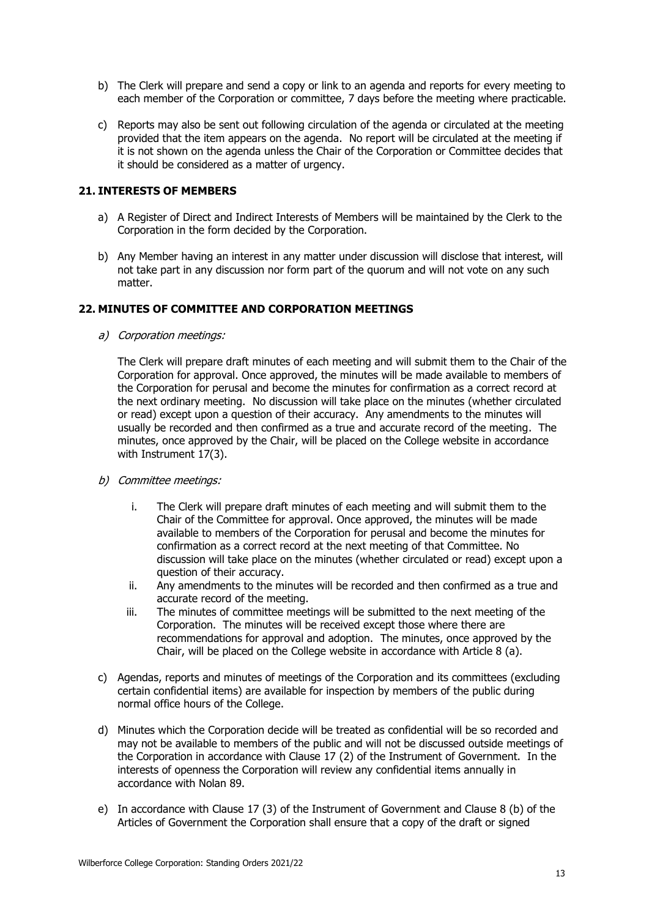b) The Clerk will prepare and send a copy or link to an agenda and reports for every meeting to each member of the Corporation or committee, 7 days before the meeting where practicable.

c) Reports may also be sent out following circulation of the agenda or circulated at the meeting provided that the item appears on the agenda. No report will be circulated at the meeting if it is not shown on the agenda unless the Chair of the Corporation or Committee decides that it should be considered as a matter of urgency.

## 21. INTERESTS OF MEMBERS

a) A Register of Direct and Indirect Interests of Members will be maintained by the Clerk to the Corporation in the form decided by the Corporation.

b) Any Member having an interest in any matter under discussion will disclose that interest, will not take part in any discussion nor form part of the quorum and will not vote on any such matter.

## 22. MINUTES OF COMMITTEE AND CORPORATION MEETINGS

a) *Corporation meetings:*

The Clerk will prepare draft minutes of each meeting and will submit them to the Chair of the Corporation for approval. Once approved, the minutes will be made available to members of the Corporation for perusal and become the minutes for confirmation as a correct record at the next ordinary meeting. No discussion will take place on the minutes (whether circulated or read) except upon a question of their accuracy. Any amendments to the minutes will usually be recorded and then confirmed as a true and accurate record of the meeting. The minutes, once approved by the Chair, will be placed on the College website in accordance with Instrument 17(3).

b) *Committee meetings:*

   i. The Clerk will prepare draft minutes of each meeting and will submit them to the Chair of the Committee for approval. Once approved, the minutes will be made available to members of the Corporation for perusal and become the minutes for confirmation as a correct record at the next meeting of that Committee. No discussion will take place on the minutes (whether circulated or read) except upon a question of their accuracy.
   ii. Any amendments to the minutes will be recorded and then confirmed as a true and accurate record of the meeting.
   iii. The minutes of committee meetings will be submitted to the next meeting of the Corporation. The minutes will be received except those where there are recommendations for approval and adoption. The minutes, once approved by the Chair, will be placed on the College website in accordance with Article 8 (a).

c) Agendas, reports and minutes of meetings of the Corporation and its committees (excluding certain confidential items) are available for inspection by members of the public during normal office hours of the College.

d) Minutes which the Corporation decide will be treated as confidential will be so recorded and may not be available to members of the public and will not be discussed outside meetings of the Corporation in accordance with Clause 17 (2) of the Instrument of Government. In the interests of openness the Corporation will review any confidential items annually in accordance with Nolan 89.

e) In accordance with Clause 17 (3) of the Instrument of Government and Clause 8 (b) of the Articles of Government the Corporation shall ensure that a copy of the draft or signed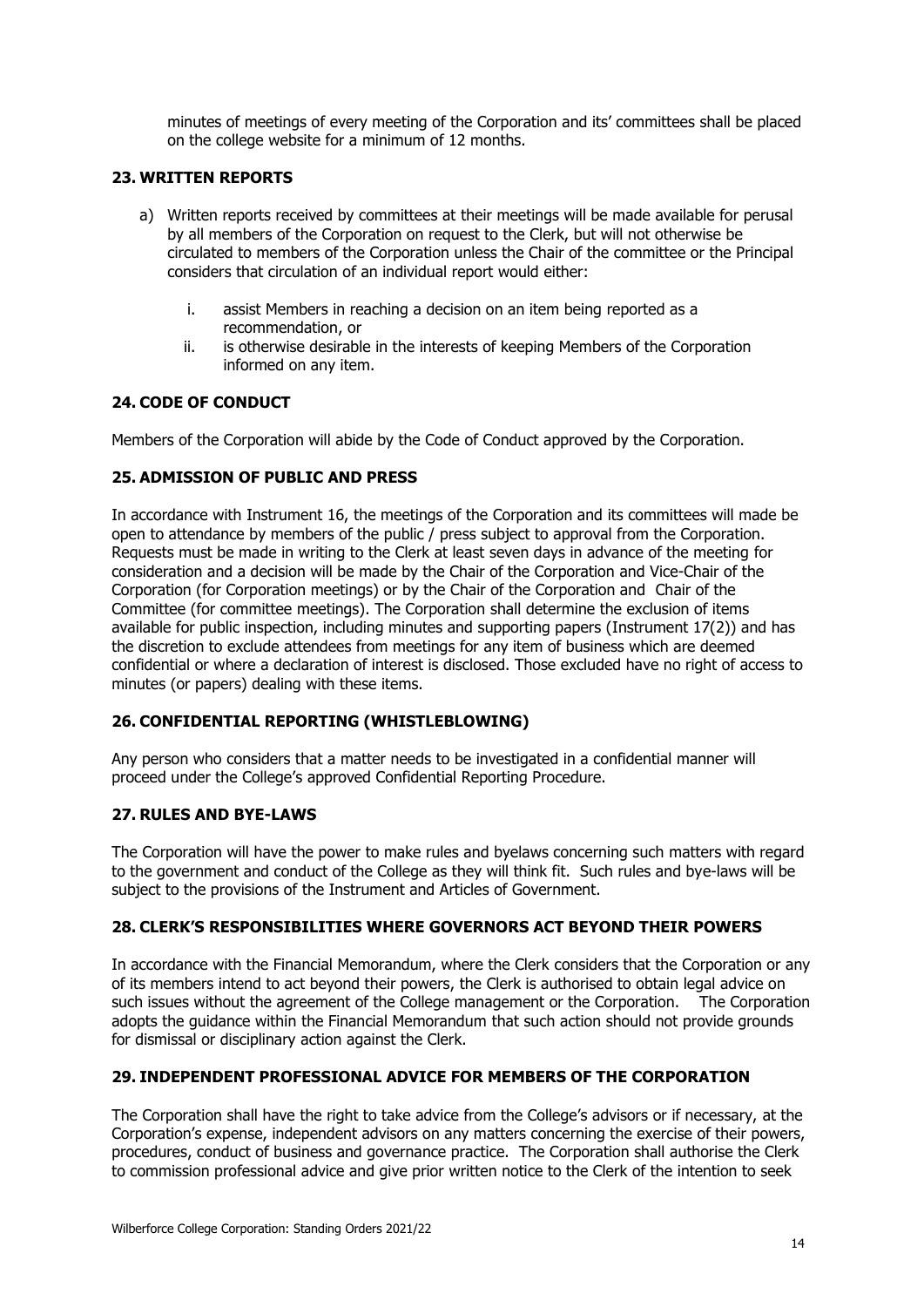minutes of meetings of every meeting of the Corporation and its' committees shall be placed on the college website for a minimum of 12 months.

## 23. WRITTEN REPORTS

a) Written reports received by committees at their meetings will be made available for perusal by all members of the Corporation on request to the Clerk, but will not otherwise be circulated to members of the Corporation unless the Chair of the committee or the Principal considers that circulation of an individual report would either:

   i. assist Members in reaching a decision on an item being reported as a recommendation, or
   ii. is otherwise desirable in the interests of keeping Members of the Corporation informed on any item.

## 24. CODE OF CONDUCT

Members of the Corporation will abide by the Code of Conduct approved by the Corporation.

## 25. ADMISSION OF PUBLIC AND PRESS

In accordance with Instrument 16, the meetings of the Corporation and its committees will made be open to attendance by members of the public / press subject to approval from the Corporation. Requests must be made in writing to the Clerk at least seven days in advance of the meeting for consideration and a decision will be made by the Chair of the Corporation and Vice-Chair of the Corporation (for Corporation meetings) or by the Chair of the Corporation and Chair of the Committee (for committee meetings). The Corporation shall determine the exclusion of items available for public inspection, including minutes and supporting papers (Instrument 17(2)) and has the discretion to exclude attendees from meetings for any item of business which are deemed confidential or where a declaration of interest is disclosed. Those excluded have no right of access to minutes (or papers) dealing with these items.

## 26. CONFIDENTIAL REPORTING (WHISTLEBLOWING)

Any person who considers that a matter needs to be investigated in a confidential manner will proceed under the College's approved Confidential Reporting Procedure.

## 27. RULES AND BYE-LAWS

The Corporation will have the power to make rules and byelaws concerning such matters with regard to the government and conduct of the College as they will think fit. Such rules and bye-laws will be subject to the provisions of the Instrument and Articles of Government.

## 28. CLERK'S RESPONSIBILITIES WHERE GOVERNORS ACT BEYOND THEIR POWERS

In accordance with the Financial Memorandum, where the Clerk considers that the Corporation or any of its members intend to act beyond their powers, the Clerk is authorised to obtain legal advice on such issues without the agreement of the College management or the Corporation. The Corporation adopts the guidance within the Financial Memorandum that such action should not provide grounds for dismissal or disciplinary action against the Clerk.

## 29. INDEPENDENT PROFESSIONAL ADVICE FOR MEMBERS OF THE CORPORATION

The Corporation shall have the right to take advice from the College's advisors or if necessary, at the Corporation's expense, independent advisors on any matters concerning the exercise of their powers, procedures, conduct of business and governance practice. The Corporation shall authorise the Clerk to commission professional advice and give prior written notice to the Clerk of the intention to seek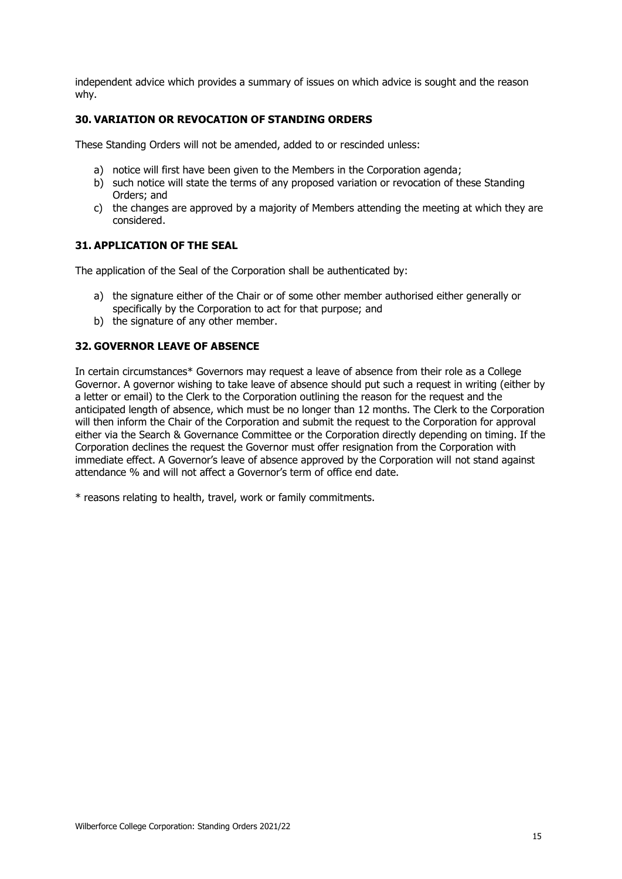independent advice which provides a summary of issues on which advice is sought and the reason why.

## 30. VARIATION OR REVOCATION OF STANDING ORDERS

These Standing Orders will not be amended, added to or rescinded unless:

a) notice will first have been given to the Members in the Corporation agenda;
b) such notice will state the terms of any proposed variation or revocation of these Standing Orders; and
c) the changes are approved by a majority of Members attending the meeting at which they are considered.

## 31. APPLICATION OF THE SEAL

The application of the Seal of the Corporation shall be authenticated by:

a) the signature either of the Chair or of some other member authorised either generally or specifically by the Corporation to act for that purpose; and
b) the signature of any other member.

## 32. GOVERNOR LEAVE OF ABSENCE

In certain circumstances* Governors may request a leave of absence from their role as a College Governor. A governor wishing to take leave of absence should put such a request in writing (either by a letter or email) to the Clerk to the Corporation outlining the reason for the request and the anticipated length of absence, which must be no longer than 12 months. The Clerk to the Corporation will then inform the Chair of the Corporation and submit the request to the Corporation for approval either via the Search & Governance Committee or the Corporation directly depending on timing. If the Corporation declines the request the Governor must offer resignation from the Corporation with immediate effect. A Governor's leave of absence approved by the Corporation will not stand against attendance % and will not affect a Governor's term of office end date.

* reasons relating to health, travel, work or family commitments.